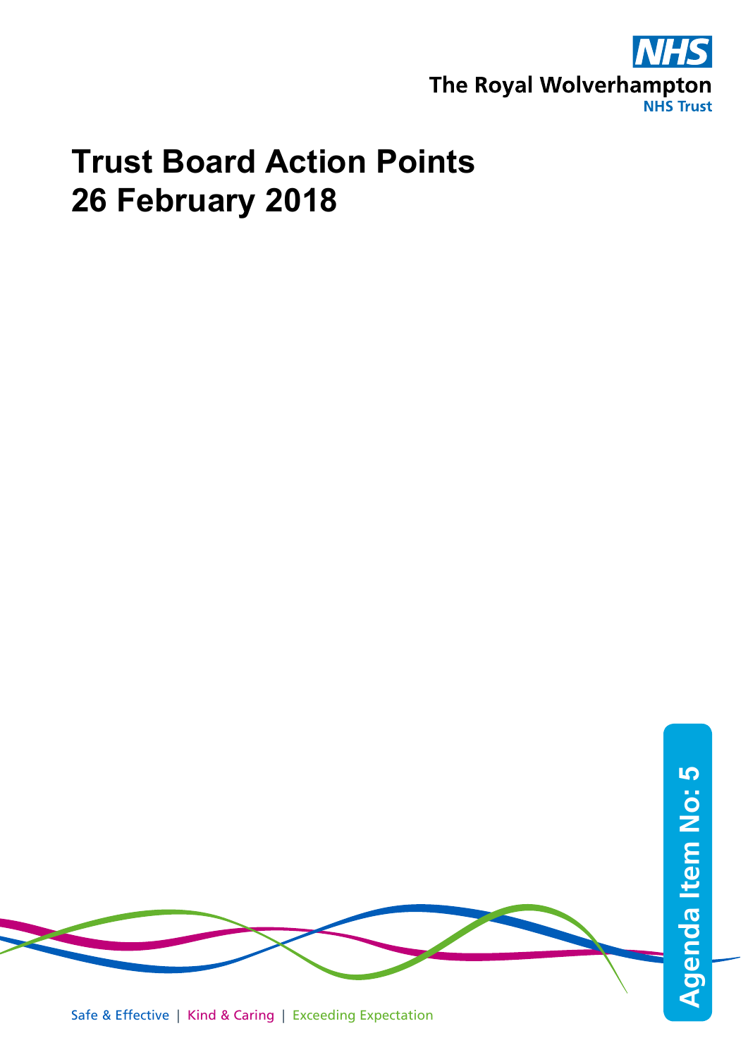# Trust Board Action Points 26 February 2018

Agenda Item No: 5

Safe & Effective | Kind & Caring | Exceeding Expectation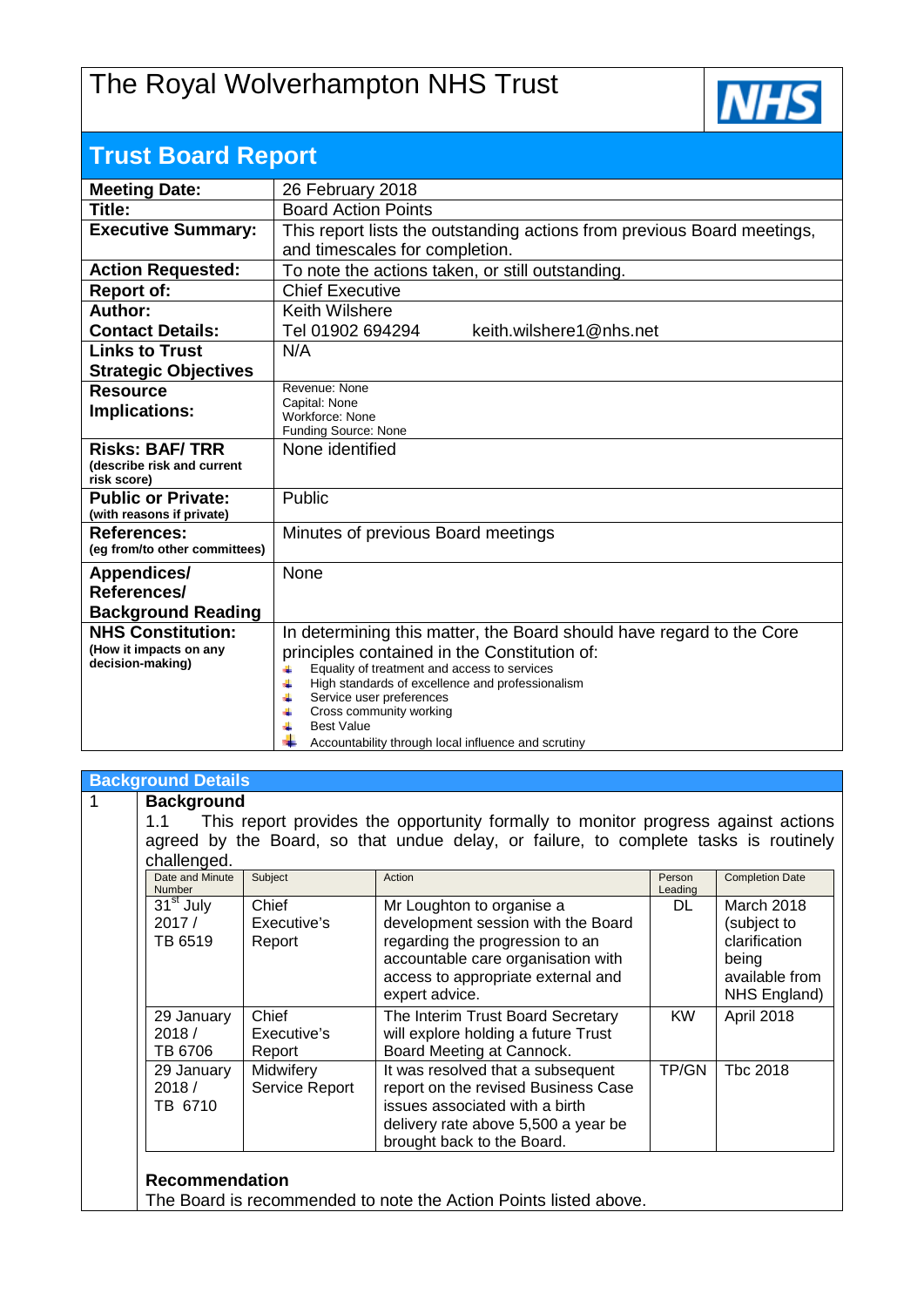# The Royal Wolverhampton NHS Trust

NHS

## Trust Board Report

| | |
|---|---|
| **Meeting Date:** | 26 February 2018 |
| **Title:** | Board Action Points |
| **Executive Summary:** | This report lists the outstanding actions from previous Board meetings, and timescales for completion. |
| **Action Requested:** | To note the actions taken, or still outstanding. |
| **Report of:** | Chief Executive |
| **Author:**<br>**Contact Details:** | Keith Wilshere<br>Tel 01902 694294 keith.wilshere1@nhs.net |
| **Links to Trust Strategic Objectives** | N/A |
| **Resource Implications:** | Revenue: None<br>Capital: None<br>Workforce: None<br>Funding Source: None |
| **Risks: BAF/ TRR**<br>**(describe risk and current risk score)** | None identified |
| **Public or Private:**<br>**(with reasons if private)** | Public |
| **References:**<br>**(eg from/to other committees)** | Minutes of previous Board meetings |
| **Appendices/ References/ Background Reading** | None |
| **NHS Constitution:**<br>**(How it impacts on any decision-making)** | In determining this matter, the Board should have regard to the Core principles contained in the Constitution of:<br>- Equality of treatment and access to services<br>- High standards of excellence and professionalism<br>- Service user preferences<br>- Cross community working<br>- Best Value<br>- Accountability through local influence and scrutiny |

## Background Details

1 **Background**

1.1 This report provides the opportunity formally to monitor progress against actions agreed by the Board, so that undue delay, or failure, to complete tasks is routinely challenged.

| Date and Minute Number | Subject | Action | Person Leading | Completion Date |
|---|---|---|---|---|
| 31st July 2017 / TB 6519 | Chief Executive's Report | Mr Loughton to organise a development session with the Board regarding the progression to an accountable care organisation with access to appropriate external and expert advice. | DL | March 2018 (subject to clarification being available from NHS England) |
| 29 January 2018 / TB 6706 | Chief Executive's Report | The Interim Trust Board Secretary will explore holding a future Trust Board Meeting at Cannock. | KW | April 2018 |
| 29 January 2018 / TB 6710 | Midwifery Service Report | It was resolved that a subsequent report on the revised Business Case issues associated with a birth delivery rate above 5,500 a year be brought back to the Board. | TP/GN | Tbc 2018 |

**Recommendation**

The Board is recommended to note the Action Points listed above.